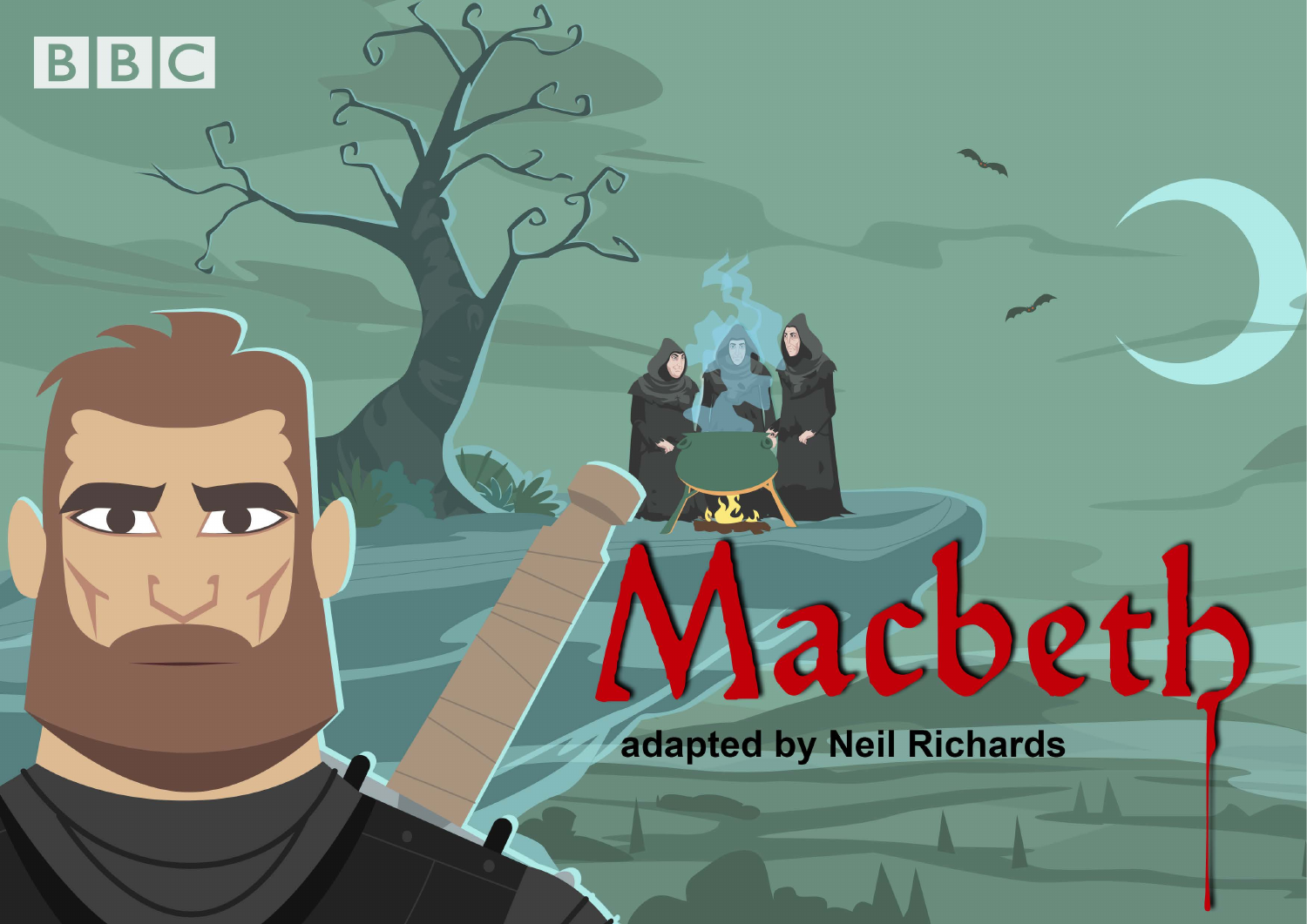# Macbeth

adapted by Neil Richards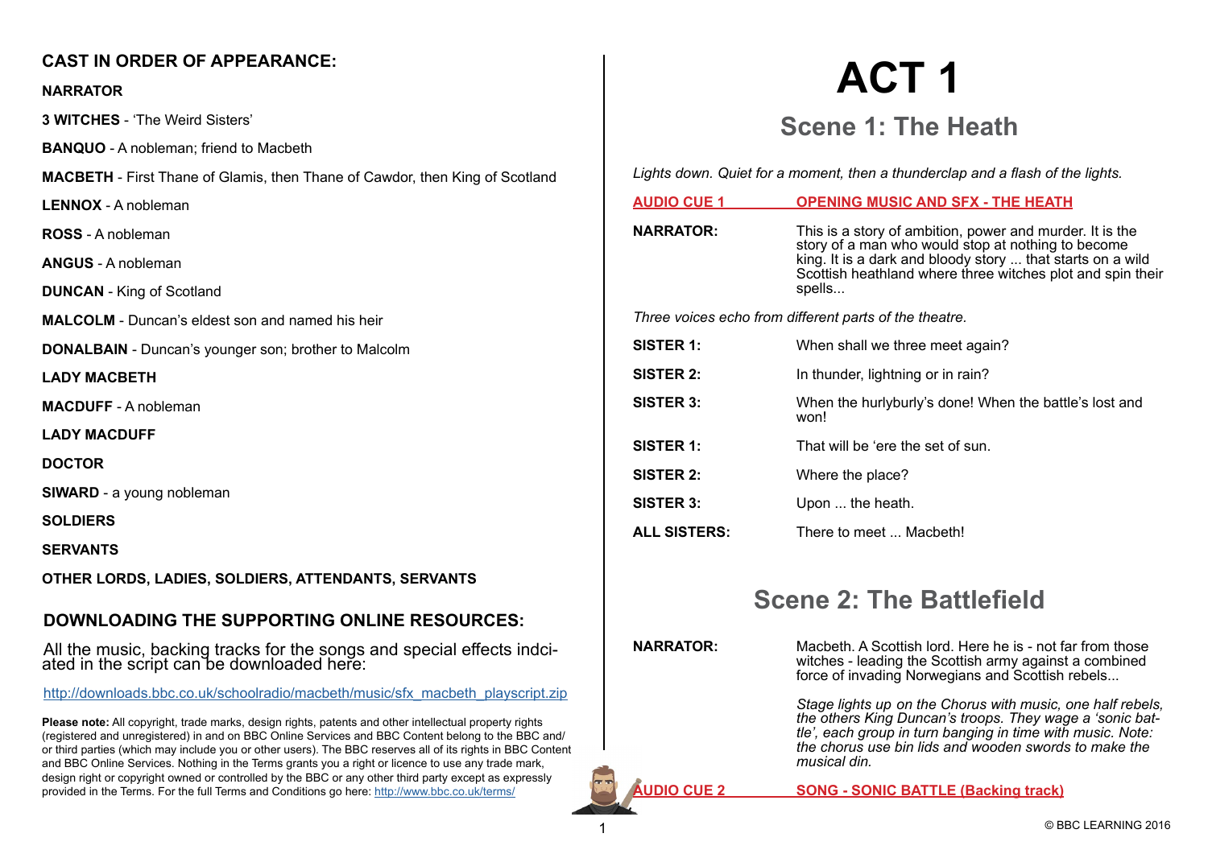**CAST IN ORDER OF APPEARANCE:**

**NARRATOR**

**3 WITCHES** - 'The Weird Sisters'

**BANQUO** - A nobleman; friend to Macbeth

**MACBETH** - First Thane of Glamis, then Thane of Cawdor, then King of Scotland

**LENNOX** - A nobleman

**ROSS** - A nobleman

**ANGUS** - A nobleman

**DUNCAN** - King of Scotland

**MALCOLM** - Duncan's eldest son and named his heir

**DONALBAIN** - Duncan's younger son; brother to Malcolm

**LADY MACBETH**

**MACDUFF** - A nobleman

**LADY MACDUFF**

**DOCTOR**

**SIWARD** - a young nobleman

**SOLDIERS**

**SERVANTS**

**OTHER LORDS, LADIES, SOLDIERS, ATTENDANTS, SERVANTS**

**DOWNLOADING THE SUPPORTING ONLINE RESOURCES:**

All the music, backing tracks for the songs and special effects indciated in the script can be downloaded here:

http://downloads.bbc.co.uk/schoolradio/macbeth/music/sfx_macbeth_playscript.zip

**Please note:** All copyright, trade marks, design rights, patents and other intellectual property rights (registered and unregistered) in and on BBC Online Services and BBC Content belong to the BBC and/or third parties (which may include you or other users). The BBC reserves all of its rights in BBC Content and BBC Online Services. Nothing in the Terms grants you a right or licence to use any trade mark, design right or copyright owned or controlled by the BBC or any other third party except as expressly provided in the Terms. For the full Terms and Conditions go here: http://www.bbc.co.uk/terms/

# ACT 1

## Scene 1: The Heath

*Lights down. Quiet for a moment, then a thunderclap and a flash of the lights.*

**AUDIO CUE 1** — **OPENING MUSIC AND SFX - THE HEATH**

**NARRATOR:** This is a story of ambition, power and murder. It is the story of a man who would stop at nothing to become king. It is a dark and bloody story ... that starts on a wild Scottish heathland where three witches plot and spin their spells...

*Three voices echo from different parts of the theatre.*

**SISTER 1:** When shall we three meet again?

**SISTER 2:** In thunder, lightning or in rain?

**SISTER 3:** When the hurlyburly's done! When the battle's lost and won!

**SISTER 1:** That will be 'ere the set of sun.

**SISTER 2:** Where the place?

**SISTER 3:** Upon ... the heath.

**ALL SISTERS:** There to meet ... Macbeth!

## Scene 2: The Battlefield

**NARRATOR:** Macbeth. A Scottish lord. Here he is - not far from those witches - leading the Scottish army against a combined force of invading Norwegians and Scottish rebels...

*Stage lights up on the Chorus with music, one half rebels, the others King Duncan's troops. They wage a 'sonic battle', each group in turn banging in time with music. Note: the chorus use bin lids and wooden swords to make the musical din.*

**AUDIO CUE 2** — **SONG - SONIC BATTLE (Backing track)**

© BBC LEARNING 2016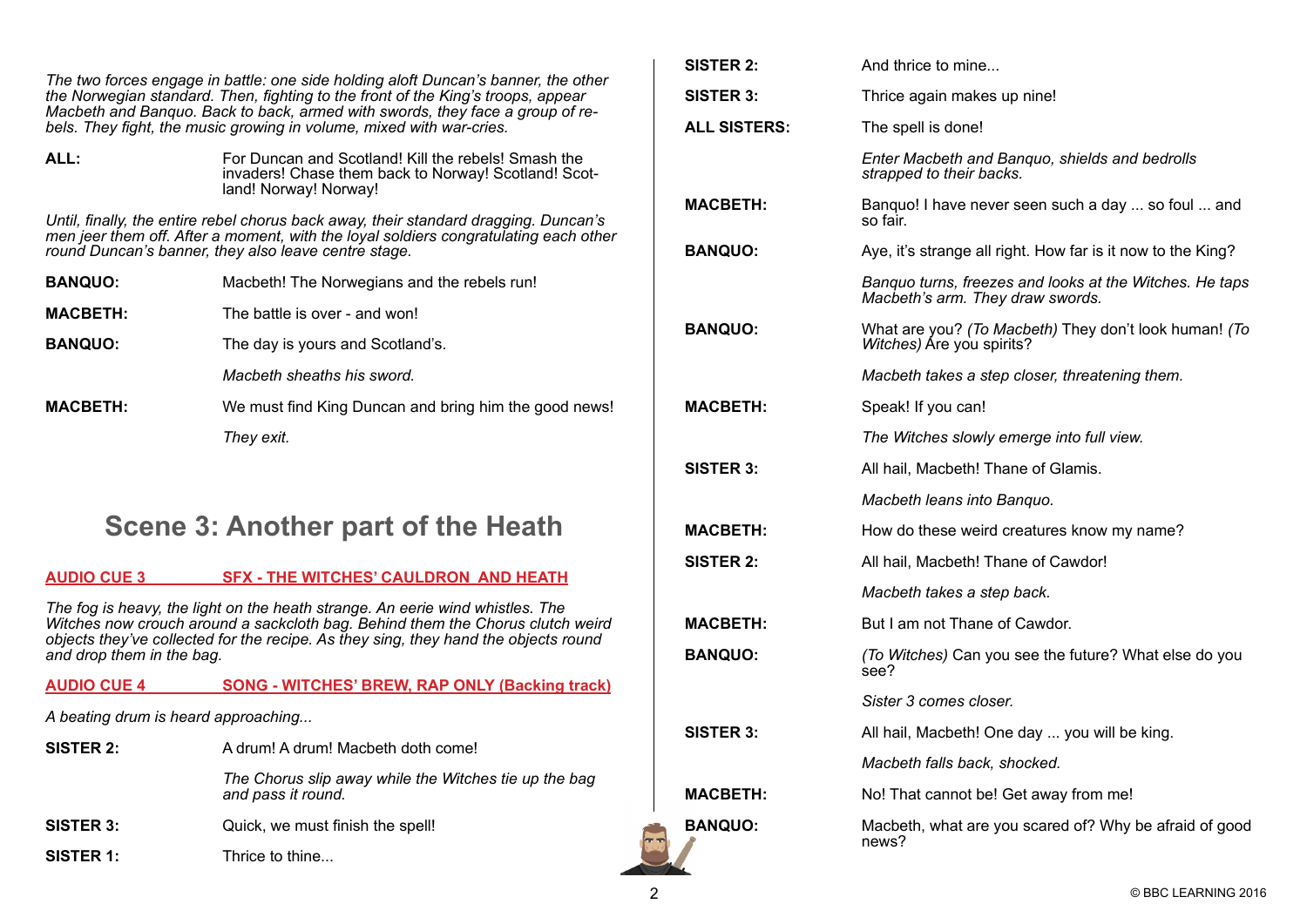*The two forces engage in battle: one side holding aloft Duncan's banner, the other the Norwegian standard. Then, fighting to the front of the King's troops, appear Macbeth and Banquo. Back to back, armed with swords, they face a group of rebels. They fight, the music growing in volume, mixed with war-cries.*

**ALL:** For Duncan and Scotland! Kill the rebels! Smash the invaders! Chase them back to Norway! Scotland! Scotland! Norway! Norway!

*Until, finally, the entire rebel chorus back away, their standard dragging. Duncan's men jeer them off. After a moment, with the loyal soldiers congratulating each other round Duncan's banner, they also leave centre stage.*

**BANQUO:** Macbeth! The Norwegians and the rebels run!

**MACBETH:** The battle is over - and won!

**BANQUO:** The day is yours and Scotland's.

*Macbeth sheaths his sword.*

**MACBETH:** We must find King Duncan and bring him the good news!

*They exit.*

## Scene 3: Another part of the Heath

**AUDIO CUE 3 — SFX - THE WITCHES' CAULDRON AND HEATH**

*The fog is heavy, the light on the heath strange. An eerie wind whistles. The Witches now crouch around a sackcloth bag. Behind them the Chorus clutch weird objects they've collected for the recipe. As they sing, they hand the objects round and drop them in the bag.*

**AUDIO CUE 4 — SONG - WITCHES' BREW, RAP ONLY (Backing track)**

*A beating drum is heard approaching...*

**SISTER 2:** A drum! A drum! Macbeth doth come!

*The Chorus slip away while the Witches tie up the bag and pass it round.*

**SISTER 3:** Quick, we must finish the spell!

**SISTER 1:** Thrice to thine...

**SISTER 2:** And thrice to mine...

**SISTER 3:** Thrice again makes up nine!

**ALL SISTERS:** The spell is done!

*Enter Macbeth and Banquo, shields and bedrolls strapped to their backs.*

**MACBETH:** Banquo! I have never seen such a day ... so foul ... and so fair.

**BANQUO:** Aye, it's strange all right. How far is it now to the King?

*Banquo turns, freezes and looks at the Witches. He taps Macbeth's arm. They draw swords.*

**BANQUO:** What are you? *(To Macbeth)* They don't look human! *(To Witches)* Are you spirits?

*Macbeth takes a step closer, threatening them.*

**MACBETH:** Speak! If you can!

*The Witches slowly emerge into full view.*

**SISTER 3:** All hail, Macbeth! Thane of Glamis.

*Macbeth leans into Banquo.*

**MACBETH:** How do these weird creatures know my name?

**SISTER 2:** All hail, Macbeth! Thane of Cawdor!

*Macbeth takes a step back.*

**MACBETH:** But I am not Thane of Cawdor.

**BANQUO:** *(To Witches)* Can you see the future? What else do you see?

*Sister 3 comes closer.*

**SISTER 3:** All hail, Macbeth! One day ... you will be king.

*Macbeth falls back, shocked.*

**MACBETH:** No! That cannot be! Get away from me!

**BANQUO:** Macbeth, what are you scared of? Why be afraid of good news?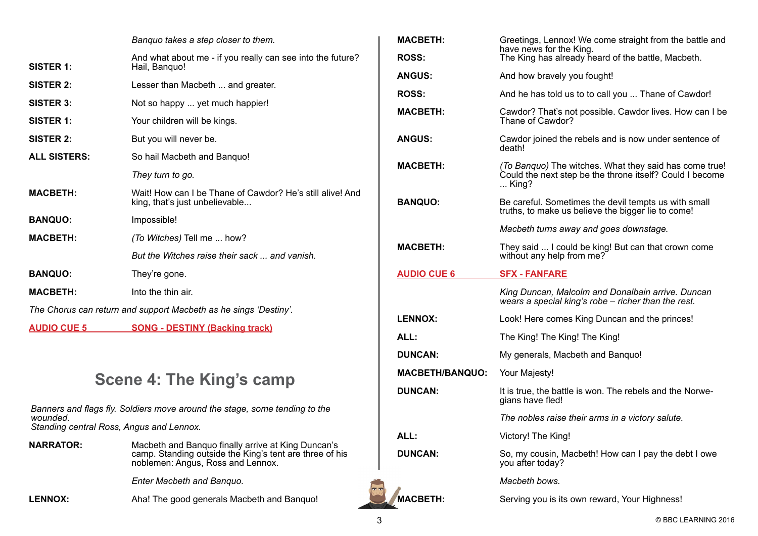*Banquo takes a step closer to them.*

And what about me - if you really can see into the future?

**SISTER 1:** Hail, Banquo!

**SISTER 2:** Lesser than Macbeth ... and greater.

**SISTER 3:** Not so happy ... yet much happier!

**SISTER 1:** Your children will be kings.

**SISTER 2:** But you will never be.

**ALL SISTERS:** So hail Macbeth and Banquo!

*They turn to go.*

**MACBETH:** Wait! How can I be Thane of Cawdor? He's still alive! And king, that's just unbelievable...

**BANQUO:** Impossible!

**MACBETH:** *(To Witches)* Tell me ... how?

*But the Witches raise their sack ... and vanish.*

**BANQUO:** They're gone.

**MACBETH:** Into the thin air.

*The Chorus can return and support Macbeth as he sings 'Destiny'.*

**AUDIO CUE 5** — **SONG - DESTINY (Backing track)**

## Scene 4: The King's camp

*Banners and flags fly. Soldiers move around the stage, some tending to the wounded.*
*Standing central Ross, Angus and Lennox.*

**NARRATOR:** Macbeth and Banquo finally arrive at King Duncan's camp. Standing outside the King's tent are three of his noblemen: Angus, Ross and Lennox.

*Enter Macbeth and Banquo.*

**LENNOX:** Aha! The good generals Macbeth and Banquo!

**MACBETH:** Greetings, Lennox! We come straight from the battle and have news for the King.

**ROSS:** The King has already heard of the battle, Macbeth.

**ANGUS:** And how bravely you fought!

**ROSS:** And he has told us to to call you ... Thane of Cawdor!

**MACBETH:** Cawdor? That's not possible. Cawdor lives. How can I be Thane of Cawdor?

**ANGUS:** Cawdor joined the rebels and is now under sentence of death!

**MACBETH:** *(To Banquo)* The witches. What they said has come true! Could the next step be the throne itself? Could I become ... King?

**BANQUO:** Be careful. Sometimes the devil tempts us with small truths, to make us believe the bigger lie to come!

*Macbeth turns away and goes downstage.*

**MACBETH:** They said ... I could be king! But can that crown come without any help from me?

**AUDIO CUE 6** — **SFX - FANFARE**

*King Duncan, Malcolm and Donalbain arrive. Duncan wears a special king's robe – richer than the rest.*

**LENNOX:** Look! Here comes King Duncan and the princes!

**ALL:** The King! The King! The King!

**DUNCAN:** My generals, Macbeth and Banquo!

**MACBETH/BANQUO:** Your Majesty!

**DUNCAN:** It is true, the battle is won. The rebels and the Norwegians have fled!

*The nobles raise their arms in a victory salute.*

**ALL:** Victory! The King!

**DUNCAN:** So, my cousin, Macbeth! How can I pay the debt I owe you after today?

*Macbeth bows.*

**MACBETH:** Serving you is its own reward, Your Highness!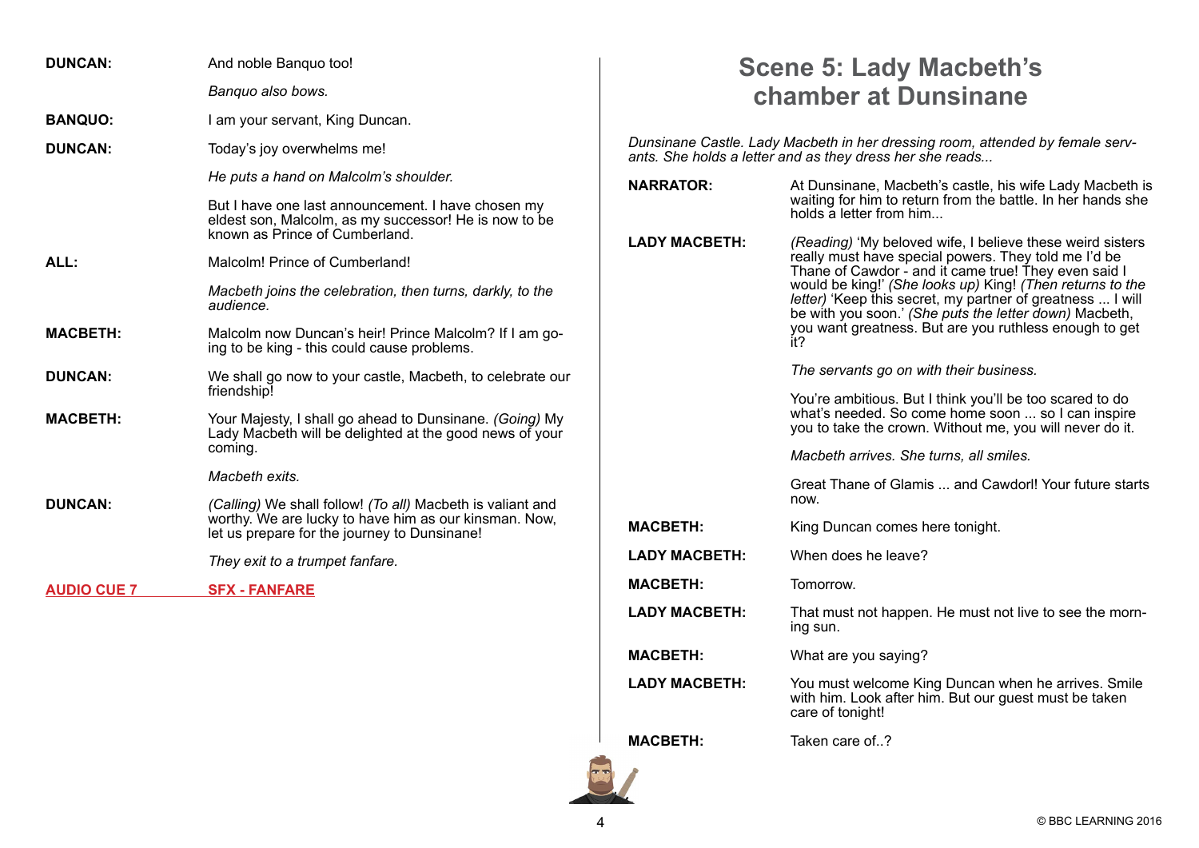**DUNCAN:** And noble Banquo too!

*Banquo also bows.*

**BANQUO:** I am your servant, King Duncan.

**DUNCAN:** Today's joy overwhelms me!

*He puts a hand on Malcolm's shoulder.*

But I have one last announcement. I have chosen my eldest son, Malcolm, as my successor! He is now to be known as Prince of Cumberland.

**ALL:** Malcolm! Prince of Cumberland!

*Macbeth joins the celebration, then turns, darkly, to the audience.*

**MACBETH:** Malcolm now Duncan's heir! Prince Malcolm? If I am going to be king - this could cause problems.

**DUNCAN:** We shall go now to your castle, Macbeth, to celebrate our friendship!

**MACBETH:** Your Majesty, I shall go ahead to Dunsinane. *(Going)* My Lady Macbeth will be delighted at the good news of your coming.

*Macbeth exits.*

**DUNCAN:** *(Calling)* We shall follow! *(To all)* Macbeth is valiant and worthy. We are lucky to have him as our kinsman. Now, let us prepare for the journey to Dunsinane!

*They exit to a trumpet fanfare.*

**AUDIO CUE 7** **SFX - FANFARE**

## Scene 5: Lady Macbeth's chamber at Dunsinane

*Dunsinane Castle. Lady Macbeth in her dressing room, attended by female servants. She holds a letter and as they dress her she reads...*

**NARRATOR:** At Dunsinane, Macbeth's castle, his wife Lady Macbeth is waiting for him to return from the battle. In her hands she holds a letter from him...

**LADY MACBETH:** *(Reading)* 'My beloved wife, I believe these weird sisters really must have special powers. They told me I'd be Thane of Cawdor - and it came true! They even said I would be king!' *(She looks up)* King! *(Then returns to the letter)* 'Keep this secret, my partner of greatness ... I will be with you soon.' *(She puts the letter down)* Macbeth, you want greatness. But are you ruthless enough to get it?

*The servants go on with their business.*

You're ambitious. But I think you'll be too scared to do what's needed. So come home soon ... so I can inspire you to take the crown. Without me, you will never do it.

*Macbeth arrives. She turns, all smiles.*

Great Thane of Glamis ... and Cawdor! Your future starts now.

**MACBETH:** King Duncan comes here tonight.

**LADY MACBETH:** When does he leave?

**MACBETH:** Tomorrow.

**LADY MACBETH:** That must not happen. He must not live to see the morning sun.

**MACBETH:** What are you saying?

**LADY MACBETH:** You must welcome King Duncan when he arrives. Smile with him. Look after him. But our guest must be taken care of tonight!

**MACBETH:** Taken care of..?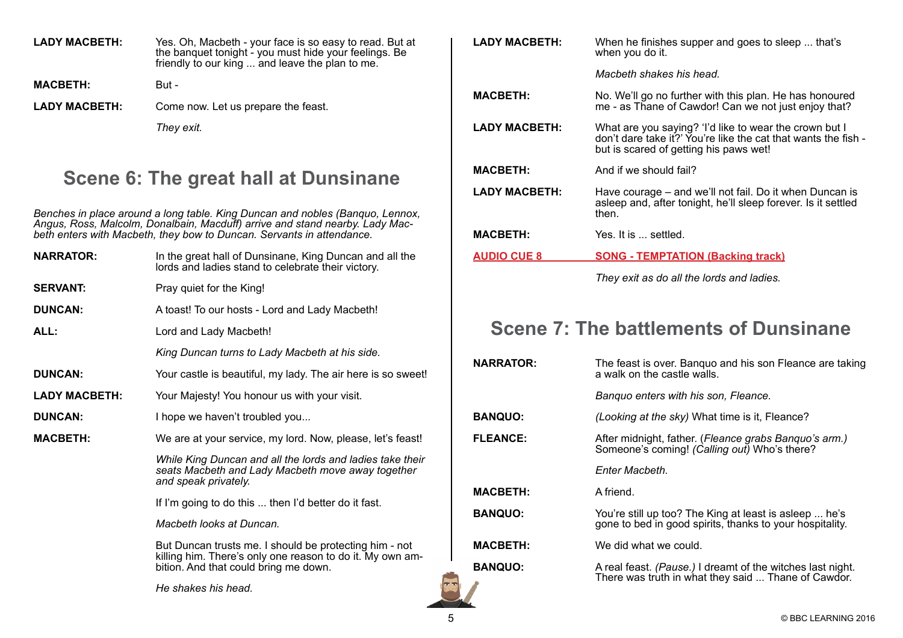**LADY MACBETH:** Yes. Oh, Macbeth - your face is so easy to read. But at the banquet tonight - you must hide your feelings. Be friendly to our king ... and leave the plan to me.

**MACBETH:** But -

**LADY MACBETH:** Come now. Let us prepare the feast.

*They exit.*

## Scene 6: The great hall at Dunsinane

*Benches in place around a long table. King Duncan and nobles (Banquo, Lennox, Angus, Ross, Malcolm, Donalbain, Macduff) arrive and stand nearby. Lady Macbeth enters with Macbeth, they bow to Duncan. Servants in attendance.*

**NARRATOR:** In the great hall of Dunsinane, King Duncan and all the lords and ladies stand to celebrate their victory.

**SERVANT:** Pray quiet for the King!

**DUNCAN:** A toast! To our hosts - Lord and Lady Macbeth!

**ALL:** Lord and Lady Macbeth!

*King Duncan turns to Lady Macbeth at his side.*

**DUNCAN:** Your castle is beautiful, my lady. The air here is so sweet!

**LADY MACBETH:** Your Majesty! You honour us with your visit.

**DUNCAN:** I hope we haven't troubled you...

**MACBETH:** We are at your service, my lord. Now, please, let's feast!

*While King Duncan and all the lords and ladies take their seats Macbeth and Lady Macbeth move away together and speak privately.*

If I'm going to do this ... then I'd better do it fast.

*Macbeth looks at Duncan.*

But Duncan trusts me. I should be protecting him - not killing him. There's only one reason to do it. My own ambition. And that could bring me down.

*He shakes his head.*

**LADY MACBETH:** When he finishes supper and goes to sleep ... that's when you do it.

*Macbeth shakes his head.*

**MACBETH:** No. We'll go no further with this plan. He has honoured me - as Thane of Cawdor! Can we not just enjoy that?

**LADY MACBETH:** What are you saying? 'I'd like to wear the crown but I don't dare take it?' You're like the cat that wants the fish - but is scared of getting his paws wet!

**MACBETH:** And if we should fail?

**LADY MACBETH:** Have courage – and we'll not fail. Do it when Duncan is asleep and, after tonight, he'll sleep forever. Is it settled then.

**MACBETH:** Yes. It is ... settled.

**AUDIO CUE 8** **SONG - TEMPTATION (Backing track)**

*They exit as do all the lords and ladies.*

## Scene 7: The battlements of Dunsinane

**NARRATOR:** The feast is over. Banquo and his son Fleance are taking a walk on the castle walls.

*Banquo enters with his son, Fleance.*

**BANQUO:** *(Looking at the sky)* What time is it, Fleance?

**FLEANCE:** After midnight, father. (*Fleance grabs Banquo's arm.*) Someone's coming! *(Calling out)* Who's there?

*Enter Macbeth.*

**MACBETH:** A friend.

**BANQUO:** You're still up too? The King at least is asleep ... he's gone to bed in good spirits, thanks to your hospitality.

**MACBETH:** We did what we could.

**BANQUO:** A real feast. *(Pause.)* I dreamt of the witches last night. There was truth in what they said ... Thane of Cawdor.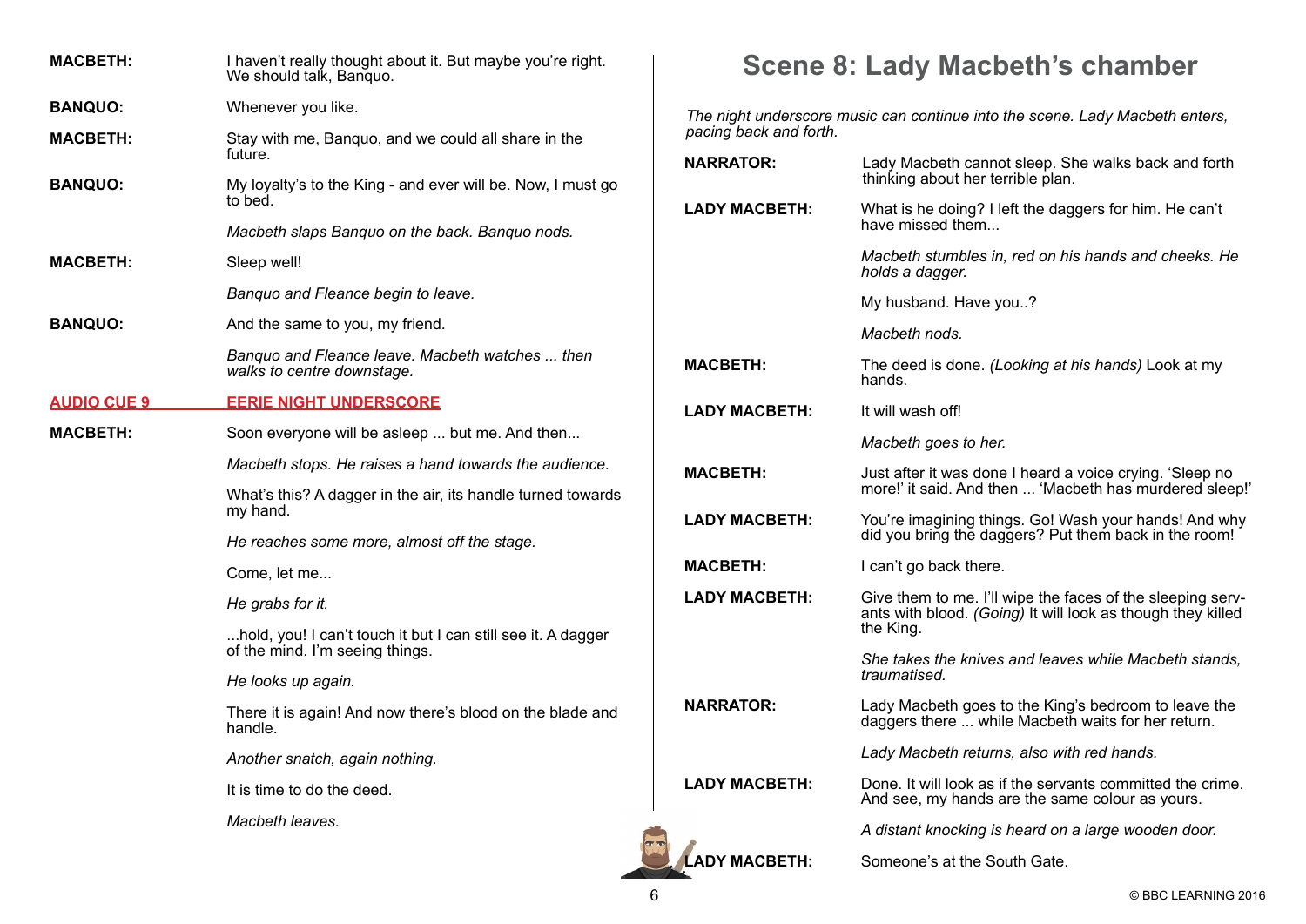**MACBETH:** I haven't really thought about it. But maybe you're right. We should talk, Banquo.

**BANQUO:** Whenever you like.

**MACBETH:** Stay with me, Banquo, and we could all share in the future.

**BANQUO:** My loyalty's to the King - and ever will be. Now, I must go to bed.

*Macbeth slaps Banquo on the back. Banquo nods.*

**MACBETH:** Sleep well!

*Banquo and Fleance begin to leave.*

**BANQUO:** And the same to you, my friend.

*Banquo and Fleance leave. Macbeth watches ... then walks to centre downstage.*

**AUDIO CUE 9 — EERIE NIGHT UNDERSCORE**

**MACBETH:** Soon everyone will be asleep ... but me. And then...

*Macbeth stops. He raises a hand towards the audience.*

What's this? A dagger in the air, its handle turned towards my hand.

*He reaches some more, almost off the stage.*

Come, let me...

*He grabs for it.*

...hold, you! I can't touch it but I can still see it. A dagger of the mind. I'm seeing things.

*He looks up again.*

There it is again! And now there's blood on the blade and handle.

*Another snatch, again nothing.*

It is time to do the deed.

*Macbeth leaves.*

# Scene 8: Lady Macbeth's chamber

*The night underscore music can continue into the scene. Lady Macbeth enters, pacing back and forth.*

**NARRATOR:** Lady Macbeth cannot sleep. She walks back and forth thinking about her terrible plan.

**LADY MACBETH:** What is he doing? I left the daggers for him. He can't have missed them...

*Macbeth stumbles in, red on his hands and cheeks. He holds a dagger.*

My husband. Have you..?

*Macbeth nods.*

**MACBETH:** The deed is done. *(Looking at his hands)* Look at my hands.

**LADY MACBETH:** It will wash off!

*Macbeth goes to her.*

**MACBETH:** Just after it was done I heard a voice crying. 'Sleep no more!' it said. And then ... 'Macbeth has murdered sleep!'

**LADY MACBETH:** You're imagining things. Go! Wash your hands! And why did you bring the daggers? Put them back in the room!

**MACBETH:** I can't go back there.

**LADY MACBETH:** Give them to me. I'll wipe the faces of the sleeping servants with blood. *(Going)* It will look as though they killed the King.

*She takes the knives and leaves while Macbeth stands, traumatised.*

**NARRATOR:** Lady Macbeth goes to the King's bedroom to leave the daggers there ... while Macbeth waits for her return.

*Lady Macbeth returns, also with red hands.*

**LADY MACBETH:** Done. It will look as if the servants committed the crime. And see, my hands are the same colour as yours.

*A distant knocking is heard on a large wooden door.*

**LADY MACBETH:** Someone's at the South Gate.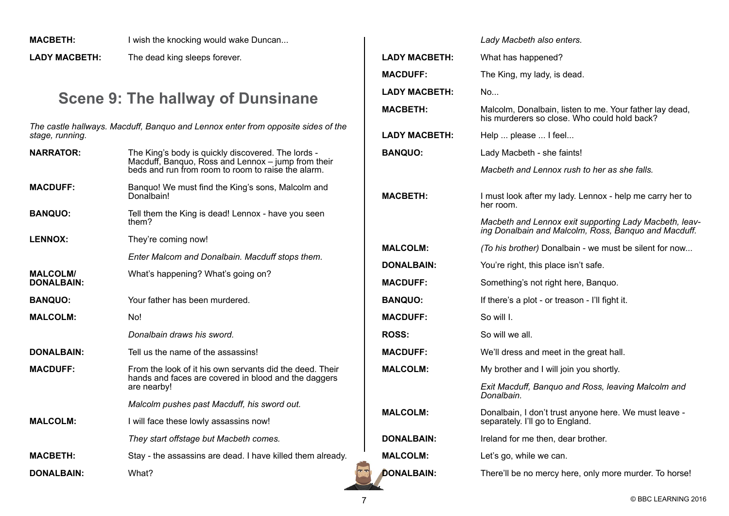**MACBETH:** I wish the knocking would wake Duncan...

**LADY MACBETH:** The dead king sleeps forever.

## Scene 9: The hallway of Dunsinane

*The castle hallways. Macduff, Banquo and Lennox enter from opposite sides of the stage, running.*

**NARRATOR:** The King's body is quickly discovered. The lords - Macduff, Banquo, Ross and Lennox – jump from their beds and run from room to room to raise the alarm.

**MACDUFF:** Banquo! We must find the King's sons, Malcolm and Donalbain!

**BANQUO:** Tell them the King is dead! Lennox - have you seen them?

**LENNOX:** They're coming now!

*Enter Malcom and Donalbain. Macduff stops them.*

**MALCOLM/ DONALBAIN:** What's happening? What's going on?

**BANQUO:** Your father has been murdered.

**MALCOLM:** No!

*Donalbain draws his sword.*

**DONALBAIN:** Tell us the name of the assassins!

**MACDUFF:** From the look of it his own servants did the deed. Their hands and faces are covered in blood and the daggers are nearby!

*Malcolm pushes past Macduff, his sword out.*

**MALCOLM:** I will face these lowly assassins now!

*They start offstage but Macbeth comes.*

**MACBETH:** Stay - the assassins are dead. I have killed them already.

**DONALBAIN:** What?

*Lady Macbeth also enters.*

**LADY MACBETH:** What has happened?

**MACDUFF:** The King, my lady, is dead.

**LADY MACBETH:** No...

**MACBETH:** Malcolm, Donalbain, listen to me. Your father lay dead, his murderers so close. Who could hold back?

**LADY MACBETH:** Help ... please ... I feel...

**BANQUO:** Lady Macbeth - she faints!

*Macbeth and Lennox rush to her as she falls.*

**MACBETH:** I must look after my lady. Lennox - help me carry her to her room.

*Macbeth and Lennox exit supporting Lady Macbeth, leaving Donalbain and Malcolm, Ross, Banquo and Macduff.*

**MALCOLM:** *(To his brother)* Donalbain - we must be silent for now...

**DONALBAIN:** You're right, this place isn't safe.

**MACDUFF:** Something's not right here, Banquo.

**BANQUO:** If there's a plot - or treason - I'll fight it.

**MACDUFF:** So will I.

**ROSS:** So will we all.

**MACDUFF:** We'll dress and meet in the great hall.

**MALCOLM:** My brother and I will join you shortly.

*Exit Macduff, Banquo and Ross, leaving Malcolm and Donalbain.*

**MALCOLM:** Donalbain, I don't trust anyone here. We must leave - separately. I'll go to England.

**DONALBAIN:** Ireland for me then, dear brother.

**MALCOLM:** Let's go, while we can.

**DONALBAIN:** There'll be no mercy here, only more murder. To horse!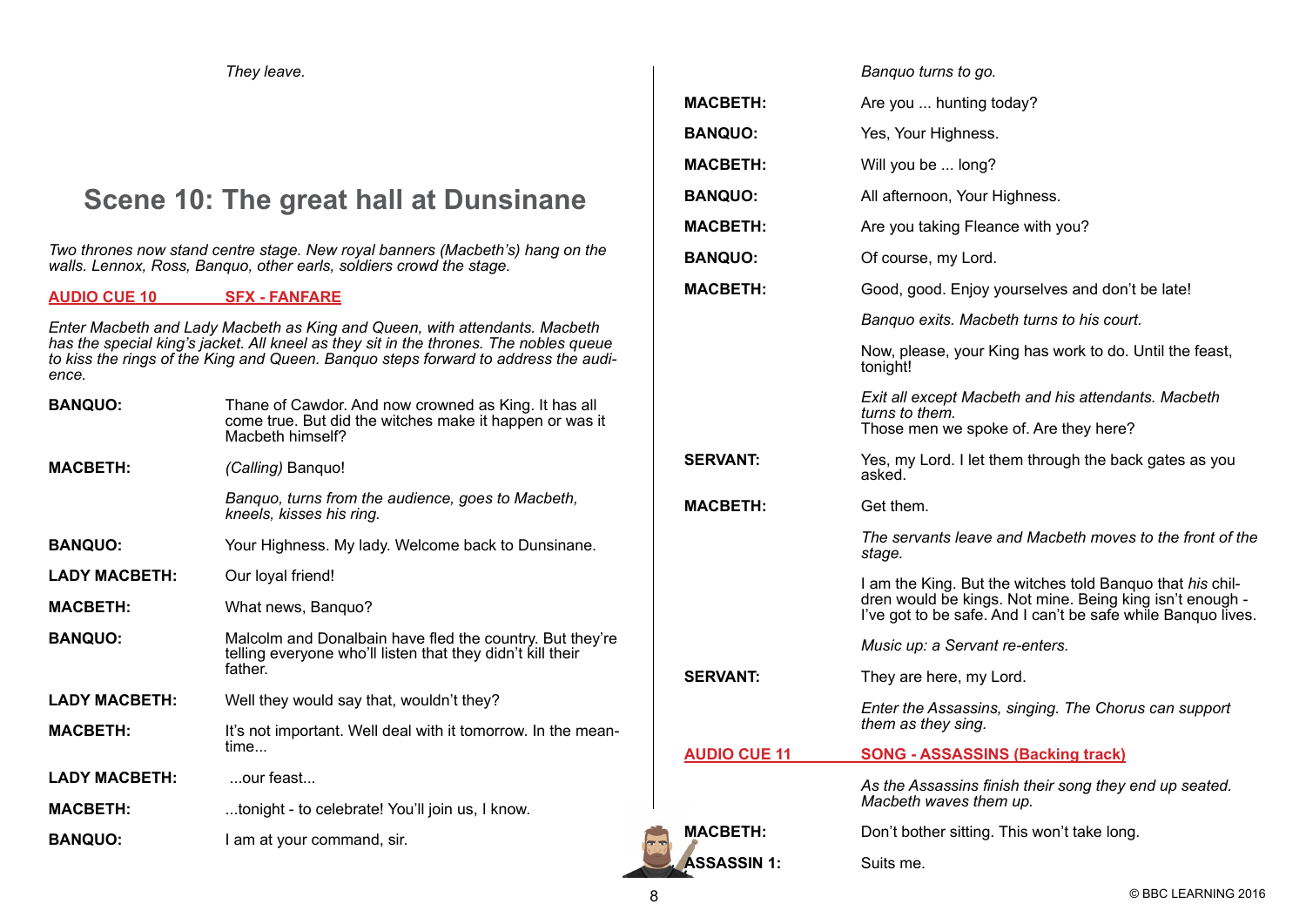*They leave.*

## Scene 10: The great hall at Dunsinane

*Two thrones now stand centre stage. New royal banners (Macbeth's) hang on the walls. Lennox, Ross, Banquo, other earls, soldiers crowd the stage.*

**AUDIO CUE 10 SFX - FANFARE**

*Enter Macbeth and Lady Macbeth as King and Queen, with attendants. Macbeth has the special king's jacket. All kneel as they sit in the thrones. The nobles queue to kiss the rings of the King and Queen. Banquo steps forward to address the audience.*

**BANQUO:** Thane of Cawdor. And now crowned as King. It has all come true. But did the witches make it happen or was it Macbeth himself?

**MACBETH:** *(Calling)* Banquo!

*Banquo, turns from the audience, goes to Macbeth, kneels, kisses his ring.*

**BANQUO:** Your Highness. My lady. Welcome back to Dunsinane.

**LADY MACBETH:** Our loyal friend!

**MACBETH:** What news, Banquo?

**BANQUO:** Malcolm and Donalbain have fled the country. But they're telling everyone who'll listen that they didn't kill their father.

**LADY MACBETH:** Well they would say that, wouldn't they?

**MACBETH:** It's not important. Well deal with it tomorrow. In the meantime...

**LADY MACBETH:** ...our feast...

**MACBETH:** ...tonight - to celebrate! You'll join us, I know.

**BANQUO:** I am at your command, sir.

*Banquo turns to go.*

**MACBETH:** Are you ... hunting today?

**BANQUO:** Yes, Your Highness.

**MACBETH:** Will you be ... long?

**BANQUO:** All afternoon, Your Highness.

**MACBETH:** Are you taking Fleance with you?

**BANQUO:** Of course, my Lord.

**MACBETH:** Good, good. Enjoy yourselves and don't be late!

*Banquo exits. Macbeth turns to his court.*

Now, please, your King has work to do. Until the feast, tonight!

*Exit all except Macbeth and his attendants. Macbeth turns to them.*

Those men we spoke of. Are they here?

**SERVANT:** Yes, my Lord. I let them through the back gates as you asked.

**MACBETH:** Get them.

*The servants leave and Macbeth moves to the front of the stage.*

I am the King. But the witches told Banquo that *his* children would be kings. Not mine. Being king isn't enough - I've got to be safe. And I can't be safe while Banquo lives.

*Music up: a Servant re-enters.*

**SERVANT:** They are here, my Lord.

*Enter the Assassins, singing. The Chorus can support them as they sing.*

**AUDIO CUE 11 SONG - ASSASSINS (Backing track)**

*As the Assassins finish their song they end up seated. Macbeth waves them up.*

**MACBETH:** Don't bother sitting. This won't take long.

**ASSASSIN 1:** Suits me.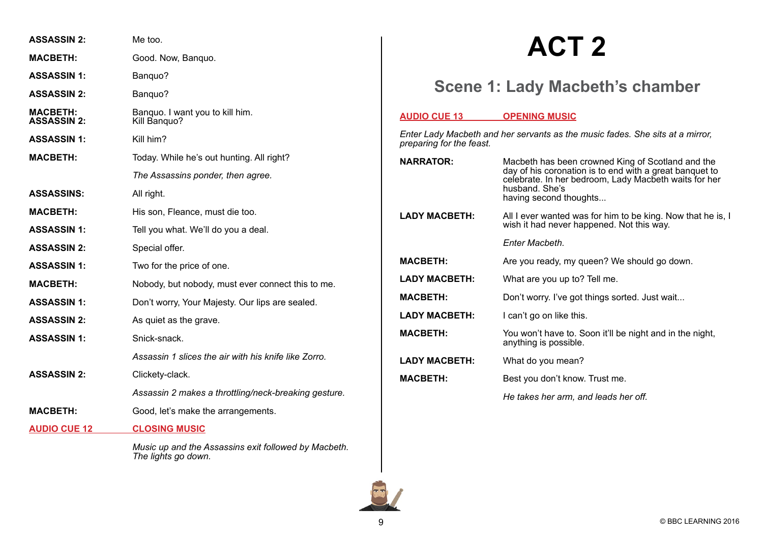| | |
|---|---|
| **ASSASSIN 2:** | Me too. |
| **MACBETH:** | Good. Now, Banquo. |
| **ASSASSIN 1:** | Banquo? |
| **ASSASSIN 2:** | Banquo? |
| **MACBETH:** | Banquo. I want you to kill him. |
| **ASSASSIN 2:** | Kill Banquo? |
| **ASSASSIN 1:** | Kill him? |
| **MACBETH:** | Today. While he's out hunting. All right? |
| | *The Assassins ponder, then agree.* |
| **ASSASSINS:** | All right. |
| **MACBETH:** | His son, Fleance, must die too. |
| **ASSASSIN 1:** | Tell you what. We'll do you a deal. |
| **ASSASSIN 2:** | Special offer. |
| **ASSASSIN 1:** | Two for the price of one. |
| **MACBETH:** | Nobody, but nobody, must ever connect this to me. |
| **ASSASSIN 1:** | Don't worry, Your Majesty. Our lips are sealed. |
| **ASSASSIN 2:** | As quiet as the grave. |
| **ASSASSIN 1:** | Snick-snack. |
| | *Assassin 1 slices the air with his knife like Zorro.* |
| **ASSASSIN 2:** | Clickety-clack. |
| | *Assassin 2 makes a throttling/neck-breaking gesture.* |
| **MACBETH:** | Good, let's make the arrangements. |
| **AUDIO CUE 12** | **CLOSING MUSIC** |
| | *Music up and the Assassins exit followed by Macbeth. The lights go down.* |

# ACT 2

## Scene 1: Lady Macbeth's chamber

**AUDIO CUE 13** **OPENING MUSIC**

*Enter Lady Macbeth and her servants as the music fades. She sits at a mirror, preparing for the feast.*

| | |
|---|---|
| **NARRATOR:** | Macbeth has been crowned King of Scotland and the day of his coronation is to end with a great banquet to celebrate. In her bedroom, Lady Macbeth waits for her husband. She's having second thoughts... |
| **LADY MACBETH:** | All I ever wanted was for him to be king. Now that he is, I wish it had never happened. Not this way. |
| | *Enter Macbeth.* |
| **MACBETH:** | Are you ready, my queen? We should go down. |
| **LADY MACBETH:** | What are you up to? Tell me. |
| **MACBETH:** | Don't worry. I've got things sorted. Just wait... |
| **LADY MACBETH:** | I can't go on like this. |
| **MACBETH:** | You won't have to. Soon it'll be night and in the night, anything is possible. |
| **LADY MACBETH:** | What do you mean? |
| **MACBETH:** | Best you don't know. Trust me. |
| | *He takes her arm, and leads her off.* |

© BBC LEARNING 2016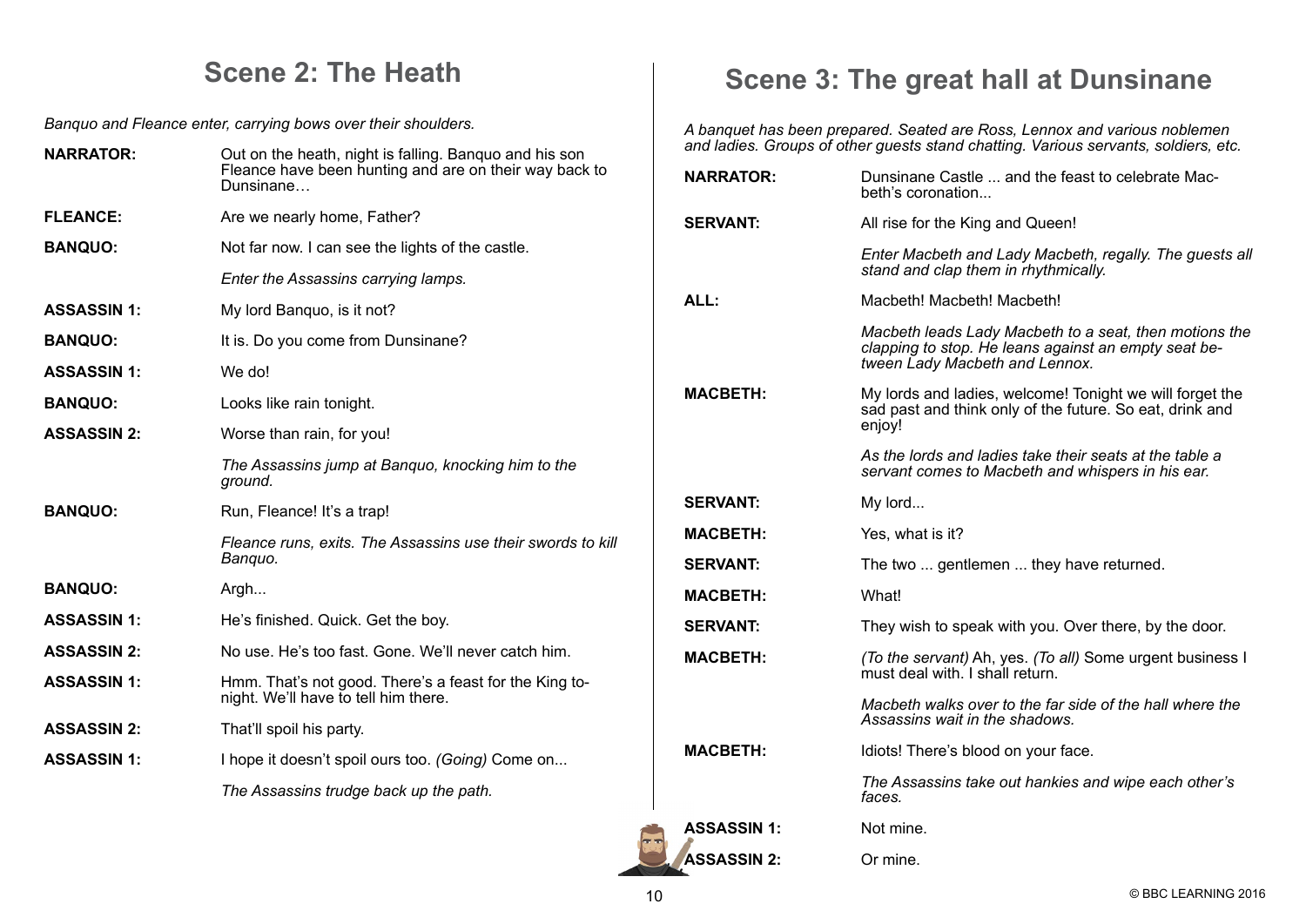## Scene 2: The Heath

*Banquo and Fleance enter, carrying bows over their shoulders.*

**NARRATOR:** Out on the heath, night is falling. Banquo and his son Fleance have been hunting and are on their way back to Dunsinane…

**FLEANCE:** Are we nearly home, Father?

**BANQUO:** Not far now. I can see the lights of the castle.

*Enter the Assassins carrying lamps.*

**ASSASSIN 1:** My lord Banquo, is it not?

**BANQUO:** It is. Do you come from Dunsinane?

**ASSASSIN 1:** We do!

**BANQUO:** Looks like rain tonight.

**ASSASSIN 2:** Worse than rain, for you!

*The Assassins jump at Banquo, knocking him to the ground.*

**BANQUO:** Run, Fleance! It's a trap!

*Fleance runs, exits. The Assassins use their swords to kill Banquo.*

**BANQUO:** Argh...

**ASSASSIN 1:** He's finished. Quick. Get the boy.

**ASSASSIN 2:** No use. He's too fast. Gone. We'll never catch him.

**ASSASSIN 1:** Hmm. That's not good. There's a feast for the King tonight. We'll have to tell him there.

**ASSASSIN 2:** That'll spoil his party.

**ASSASSIN 1:** I hope it doesn't spoil ours too. *(Going)* Come on...

*The Assassins trudge back up the path.*

## Scene 3: The great hall at Dunsinane

*A banquet has been prepared. Seated are Ross, Lennox and various noblemen and ladies. Groups of other guests stand chatting. Various servants, soldiers, etc.*

**NARRATOR:** Dunsinane Castle ... and the feast to celebrate Macbeth's coronation...

**SERVANT:** All rise for the King and Queen!

*Enter Macbeth and Lady Macbeth, regally. The guests all stand and clap them in rhythmically.*

**ALL:** Macbeth! Macbeth! Macbeth!

*Macbeth leads Lady Macbeth to a seat, then motions the clapping to stop. He leans against an empty seat between Lady Macbeth and Lennox.*

**MACBETH:** My lords and ladies, welcome! Tonight we will forget the sad past and think only of the future. So eat, drink and enjoy!

*As the lords and ladies take their seats at the table a servant comes to Macbeth and whispers in his ear.*

**SERVANT:** My lord...

**MACBETH:** Yes, what is it?

**SERVANT:** The two ... gentlemen ... they have returned.

**MACBETH:** What!

**SERVANT:** They wish to speak with you. Over there, by the door.

**MACBETH:** *(To the servant)* Ah, yes. *(To all)* Some urgent business I must deal with. I shall return.

*Macbeth walks over to the far side of the hall where the Assassins wait in the shadows.*

**MACBETH:** Idiots! There's blood on your face.

*The Assassins take out hankies and wipe each other's faces.*

**ASSASSIN 1:** Not mine.

**ASSASSIN 2:** Or mine.

© BBC LEARNING 2016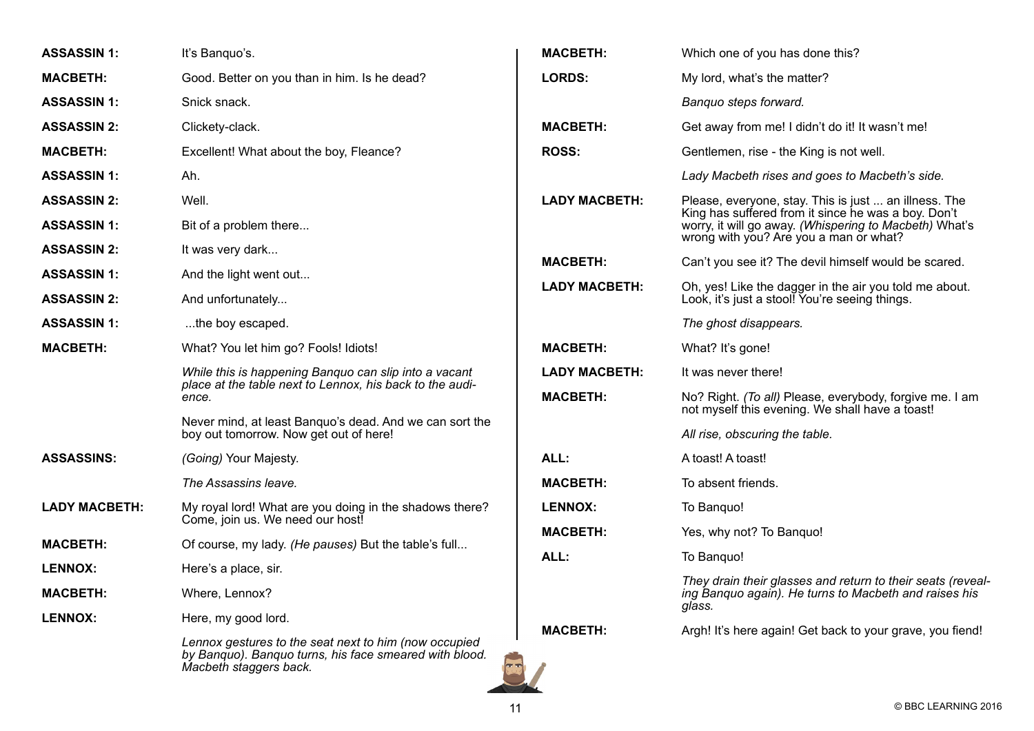**ASSASSIN 1:** It's Banquo's.

**MACBETH:** Good. Better on you than in him. Is he dead?

**ASSASSIN 1:** Snick snack.

**ASSASSIN 2:** Clickety-clack.

**MACBETH:** Excellent! What about the boy, Fleance?

**ASSASSIN 1:** Ah.

**ASSASSIN 2:** Well.

**ASSASSIN 1:** Bit of a problem there...

**ASSASSIN 2:** It was very dark...

**ASSASSIN 1:** And the light went out...

**ASSASSIN 2:** And unfortunately...

**ASSASSIN 1:** ...the boy escaped.

**MACBETH:** What? You let him go? Fools! Idiots!

*While this is happening Banquo can slip into a vacant place at the table next to Lennox, his back to the audience.*

Never mind, at least Banquo's dead. And we can sort the boy out tomorrow. Now get out of here!

**ASSASSINS:** *(Going)* Your Majesty.

*The Assassins leave.*

**LADY MACBETH:** My royal lord! What are you doing in the shadows there? Come, join us. We need our host!

**MACBETH:** Of course, my lady. *(He pauses)* But the table's full...

**LENNOX:** Here's a place, sir.

**MACBETH:** Where, Lennox?

**LENNOX:** Here, my good lord.

*Lennox gestures to the seat next to him (now occupied by Banquo). Banquo turns, his face smeared with blood. Macbeth staggers back.*

**MACBETH:** Which one of you has done this?

**LORDS:** My lord, what's the matter?

*Banquo steps forward.*

**MACBETH:** Get away from me! I didn't do it! It wasn't me!

**ROSS:** Gentlemen, rise - the King is not well.

*Lady Macbeth rises and goes to Macbeth's side.*

**LADY MACBETH:** Please, everyone, stay. This is just ... an illness. The King has suffered from it since he was a boy. Don't worry, it will go away. *(Whispering to Macbeth)* What's wrong with you? Are you a man or what?

**MACBETH:** Can't you see it? The devil himself would be scared.

**LADY MACBETH:** Oh, yes! Like the dagger in the air you told me about. Look, it's just a stool! You're seeing things.

*The ghost disappears.*

**MACBETH:** What? It's gone!

**LADY MACBETH:** It was never there!

**MACBETH:** No? Right. *(To all)* Please, everybody, forgive me. I am not myself this evening. We shall have a toast!

*All rise, obscuring the table.*

**ALL:** A toast! A toast!

**MACBETH:** To absent friends.

**LENNOX:** To Banquo!

**MACBETH:** Yes, why not? To Banquo!

**ALL:** To Banquo!

*They drain their glasses and return to their seats (revealing Banquo again). He turns to Macbeth and raises his glass.*

**MACBETH:** Argh! It's here again! Get back to your grave, you fiend!

© BBC LEARNING 2016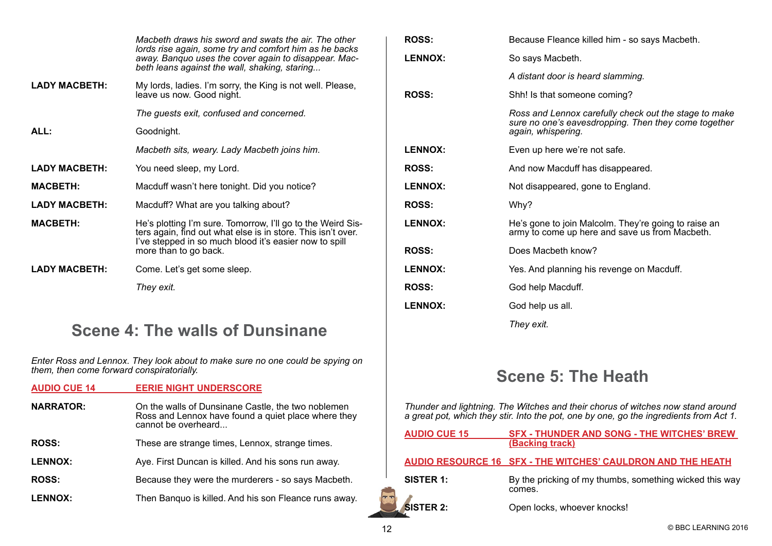*Macbeth draws his sword and swats the air. The other lords rise again, some try and comfort him as he backs away. Banquo uses the cover again to disappear. Macbeth leans against the wall, shaking, staring...*

**LADY MACBETH:** My lords, ladies. I'm sorry, the King is not well. Please, leave us now. Good night.

*The guests exit, confused and concerned.*

**ALL:** Goodnight.

*Macbeth sits, weary. Lady Macbeth joins him.*

**LADY MACBETH:** You need sleep, my Lord.

**MACBETH:** Macduff wasn't here tonight. Did you notice?

**LADY MACBETH:** Macduff? What are you talking about?

**MACBETH:** He's plotting I'm sure. Tomorrow, I'll go to the Weird Sisters again, find out what else is in store. This isn't over. I've stepped in so much blood it's easier now to spill more than to go back.

**LADY MACBETH:** Come. Let's get some sleep.

*They exit.*

## Scene 4: The walls of Dunsinane

*Enter Ross and Lennox. They look about to make sure no one could be spying on them, then come forward conspiratorially.*

**AUDIO CUE 14 — EERIE NIGHT UNDERSCORE**

**NARRATOR:** On the walls of Dunsinane Castle, the two noblemen Ross and Lennox have found a quiet place where they cannot be overheard...

**ROSS:** These are strange times, Lennox, strange times.

**LENNOX:** Aye. First Duncan is killed. And his sons run away.

**ROSS:** Because they were the murderers - so says Macbeth.

**LENNOX:** Then Banquo is killed. And his son Fleance runs away.

**ROSS:** Because Fleance killed him - so says Macbeth.

**LENNOX:** So says Macbeth.

*A distant door is heard slamming.*

**ROSS:** Shh! Is that someone coming?

*Ross and Lennox carefully check out the stage to make sure no one's eavesdropping. Then they come together again, whispering.*

**LENNOX:** Even up here we're not safe.

**ROSS:** And now Macduff has disappeared.

**LENNOX:** Not disappeared, gone to England.

**ROSS:** Why?

**LENNOX:** He's gone to join Malcolm. They're going to raise an army to come up here and save us from Macbeth.

**ROSS:** Does Macbeth know?

**LENNOX:** Yes. And planning his revenge on Macduff.

**ROSS:** God help Macduff.

**LENNOX:** God help us all.

*They exit.*

## Scene 5: The Heath

*Thunder and lightning. The Witches and their chorus of witches now stand around a great pot, which they stir. Into the pot, one by one, go the ingredients from Act 1.*

**AUDIO CUE 15 — SFX - THUNDER AND SONG - THE WITCHES' BREW (Backing track)**

**AUDIO RESOURCE 16 — SFX - THE WITCHES' CAULDRON AND THE HEATH**

**SISTER 1:** By the pricking of my thumbs, something wicked this way comes.

**SISTER 2:** Open locks, whoever knocks!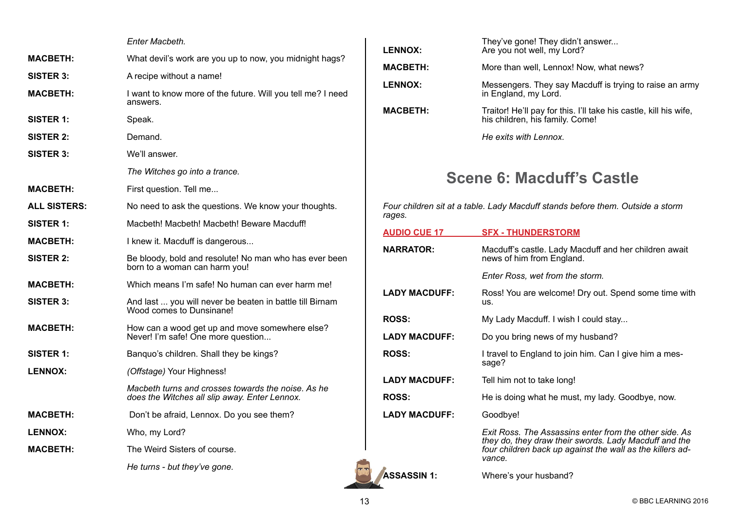*Enter Macbeth.*

**MACBETH:** What devil's work are you up to now, you midnight hags?

**SISTER 3:** A recipe without a name!

**MACBETH:** I want to know more of the future. Will you tell me? I need answers.

**SISTER 1:** Speak.

**SISTER 2:** Demand.

**SISTER 3:** We'll answer.

*The Witches go into a trance.*

**MACBETH:** First question. Tell me...

**ALL SISTERS:** No need to ask the questions. We know your thoughts.

**SISTER 1:** Macbeth! Macbeth! Macbeth! Beware Macduff!

**MACBETH:** I knew it. Macduff is dangerous...

**SISTER 2:** Be bloody, bold and resolute! No man who has ever been born to a woman can harm you!

**MACBETH:** Which means I'm safe! No human can ever harm me!

**SISTER 3:** And last ... you will never be beaten in battle till Birnam Wood comes to Dunsinane!

**MACBETH:** How can a wood get up and move somewhere else? Never! I'm safe! One more question...

**SISTER 1:** Banquo's children. Shall they be kings?

**LENNOX:** *(Offstage)* Your Highness!

*Macbeth turns and crosses towards the noise. As he does the Witches all slip away. Enter Lennox.*

**MACBETH:** Don't be afraid, Lennox. Do you see them?

**LENNOX:** Who, my Lord?

**MACBETH:** The Weird Sisters of course.

*He turns - but they've gone.*

**LENNOX:** They've gone! They didn't answer... Are you not well, my Lord?

**MACBETH:** More than well, Lennox! Now, what news?

**LENNOX:** Messengers. They say Macduff is trying to raise an army in England, my Lord.

**MACBETH:** Traitor! He'll pay for this. I'll take his castle, kill his wife, his children, his family. Come!

*He exits with Lennox.*

## Scene 6: Macduff's Castle

*Four children sit at a table. Lady Macduff stands before them. Outside a storm rages.*

**AUDIO CUE 17** **SFX - THUNDERSTORM**

**NARRATOR:** Macduff's castle. Lady Macduff and her children await news of him from England.

*Enter Ross, wet from the storm.*

**LADY MACDUFF:** Ross! You are welcome! Dry out. Spend some time with us.

**ROSS:** My Lady Macduff. I wish I could stay...

**LADY MACDUFF:** Do you bring news of my husband?

**ROSS:** I travel to England to join him. Can I give him a message?

**LADY MACDUFF:** Tell him not to take long!

**ROSS:** He is doing what he must, my lady. Goodbye, now.

**LADY MACDUFF:** Goodbye!

*Exit Ross. The Assassins enter from the other side. As they do, they draw their swords. Lady Macduff and the four children back up against the wall as the killers advance.*

**ASSASSIN 1:** Where's your husband?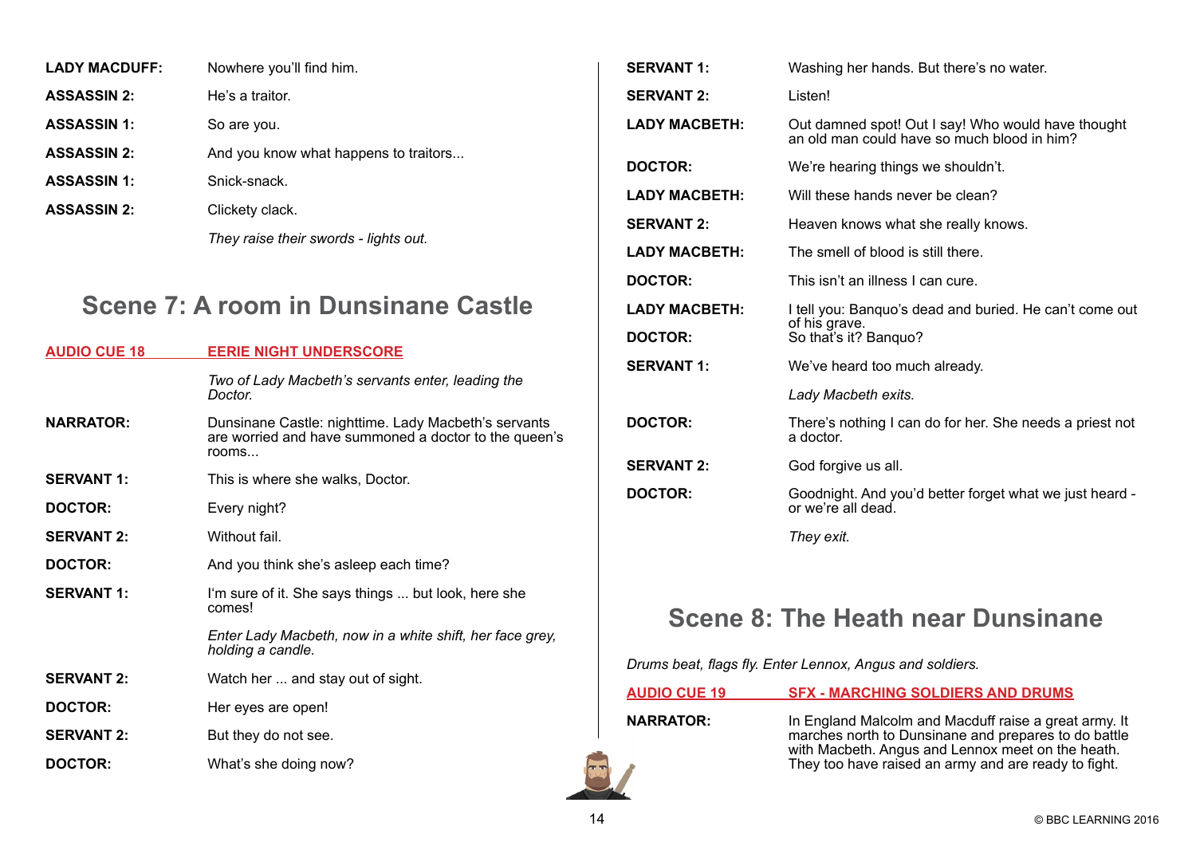**LADY MACDUFF:** Nowhere you'll find him.

**ASSASSIN 2:** He's a traitor.

**ASSASSIN 1:** So are you.

**ASSASSIN 2:** And you know what happens to traitors...

**ASSASSIN 1:** Snick-snack.

**ASSASSIN 2:** Clickety clack.

*They raise their swords - lights out.*

## Scene 7: A room in Dunsinane Castle

**AUDIO CUE 18** **EERIE NIGHT UNDERSCORE**

*Two of Lady Macbeth's servants enter, leading the Doctor.*

**NARRATOR:** Dunsinane Castle: nighttime. Lady Macbeth's servants are worried and have summoned a doctor to the queen's rooms...

**SERVANT 1:** This is where she walks, Doctor.

**DOCTOR:** Every night?

**SERVANT 2:** Without fail.

**DOCTOR:** And you think she's asleep each time?

**SERVANT 1:** I'm sure of it. She says things ... but look, here she comes!

*Enter Lady Macbeth, now in a white shift, her face grey, holding a candle.*

**SERVANT 2:** Watch her ... and stay out of sight.

**DOCTOR:** Her eyes are open!

**SERVANT 2:** But they do not see.

**DOCTOR:** What's she doing now?

**SERVANT 1:** Washing her hands. But there's no water.

**SERVANT 2:** Listen!

**LADY MACBETH:** Out damned spot! Out I say! Who would have thought an old man could have so much blood in him?

**DOCTOR:** We're hearing things we shouldn't.

**LADY MACBETH:** Will these hands never be clean?

**SERVANT 2:** Heaven knows what she really knows.

**LADY MACBETH:** The smell of blood is still there.

**DOCTOR:** This isn't an illness I can cure.

**LADY MACBETH:** I tell you: Banquo's dead and buried. He can't come out of his grave.

**DOCTOR:** So that's it? Banquo?

**SERVANT 1:** We've heard too much already.

*Lady Macbeth exits.*

**DOCTOR:** There's nothing I can do for her. She needs a priest not a doctor.

**SERVANT 2:** God forgive us all.

**DOCTOR:** Goodnight. And you'd better forget what we just heard - or we're all dead.

*They exit.*

## Scene 8: The Heath near Dunsinane

*Drums beat, flags fly. Enter Lennox, Angus and soldiers.*

**AUDIO CUE 19** **SFX - MARCHING SOLDIERS AND DRUMS**

**NARRATOR:** In England Malcolm and Macduff raise a great army. It marches north to Dunsinane and prepares to do battle with Macbeth. Angus and Lennox meet on the heath. They too have raised an army and are ready to fight.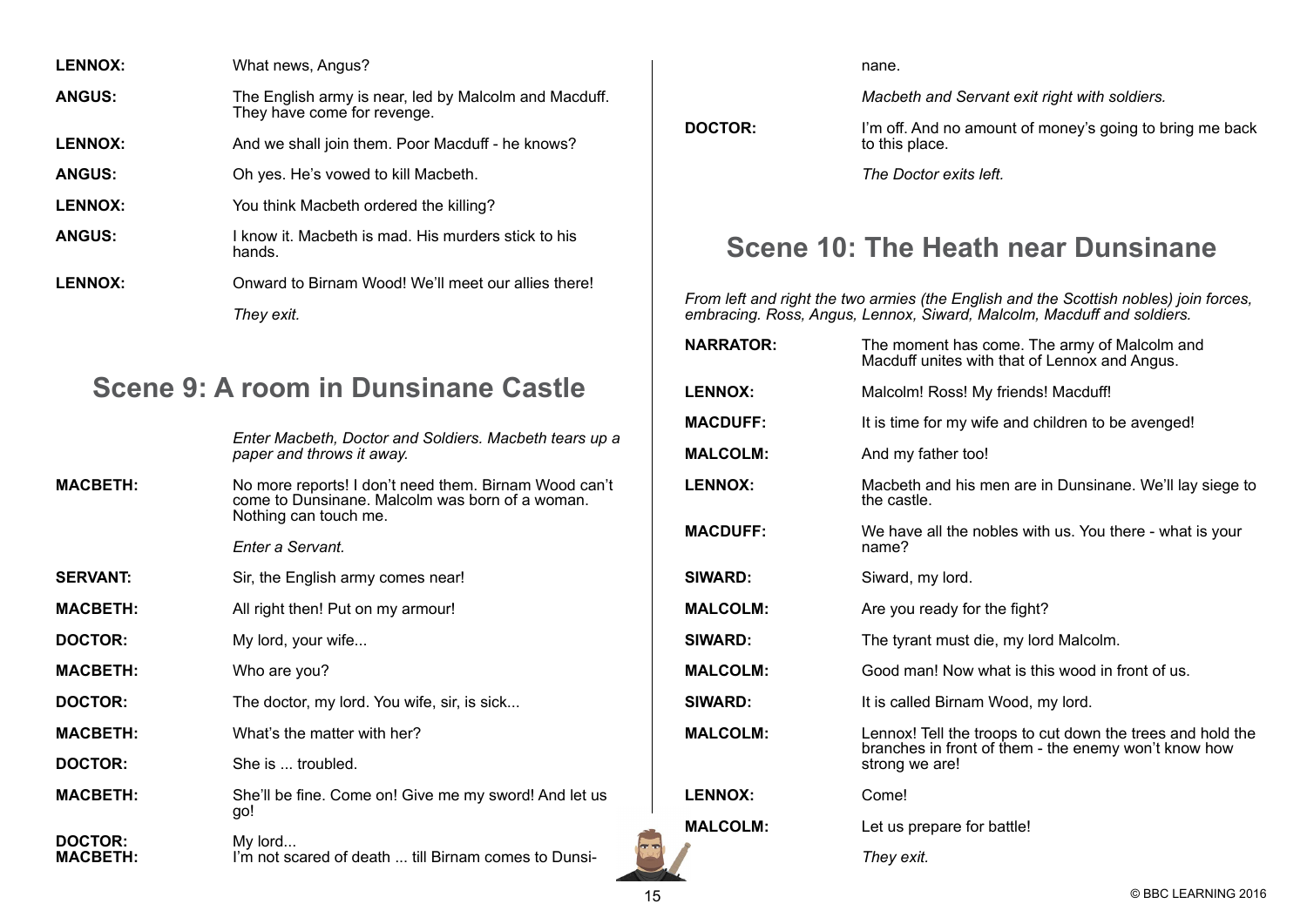**LENNOX:** What news, Angus?

**ANGUS:** The English army is near, led by Malcolm and Macduff. They have come for revenge.

**LENNOX:** And we shall join them. Poor Macduff - he knows?

**ANGUS:** Oh yes. He's vowed to kill Macbeth.

**LENNOX:** You think Macbeth ordered the killing?

**ANGUS:** I know it. Macbeth is mad. His murders stick to his hands.

**LENNOX:** Onward to Birnam Wood! We'll meet our allies there!

*They exit.*

## Scene 9: A room in Dunsinane Castle

*Enter Macbeth, Doctor and Soldiers. Macbeth tears up a paper and throws it away.*

**MACBETH:** No more reports! I don't need them. Birnam Wood can't come to Dunsinane. Malcolm was born of a woman. Nothing can touch me.

*Enter a Servant.*

**SERVANT:** Sir, the English army comes near!

**MACBETH:** All right then! Put on my armour!

**DOCTOR:** My lord, your wife...

**MACBETH:** Who are you?

**DOCTOR:** The doctor, my lord. You wife, sir, is sick...

**MACBETH:** What's the matter with her?

**DOCTOR:** She is ... troubled.

**MACBETH:** She'll be fine. Come on! Give me my sword! And let us go!

**DOCTOR:** My lord...

**MACBETH:** I'm not scared of death ... till Birnam comes to Dunsinane.

*Macbeth and Servant exit right with soldiers.*

**DOCTOR:** I'm off. And no amount of money's going to bring me back to this place.

*The Doctor exits left.*

## Scene 10: The Heath near Dunsinane

*From left and right the two armies (the English and the Scottish nobles) join forces, embracing. Ross, Angus, Lennox, Siward, Malcolm, Macduff and soldiers.*

**NARRATOR:** The moment has come. The army of Malcolm and Macduff unites with that of Lennox and Angus.

**LENNOX:** Malcolm! Ross! My friends! Macduff!

**MACDUFF:** It is time for my wife and children to be avenged!

**MALCOLM:** And my father too!

**LENNOX:** Macbeth and his men are in Dunsinane. We'll lay siege to the castle.

**MACDUFF:** We have all the nobles with us. You there - what is your name?

**SIWARD:** Siward, my lord.

**MALCOLM:** Are you ready for the fight?

**SIWARD:** The tyrant must die, my lord Malcolm.

**MALCOLM:** Good man! Now what is this wood in front of us.

**SIWARD:** It is called Birnam Wood, my lord.

**MALCOLM:** Lennox! Tell the troops to cut down the trees and hold the branches in front of them - the enemy won't know how strong we are!

**LENNOX:** Come!

**MALCOLM:** Let us prepare for battle!

*They exit.*

© BBC LEARNING 2016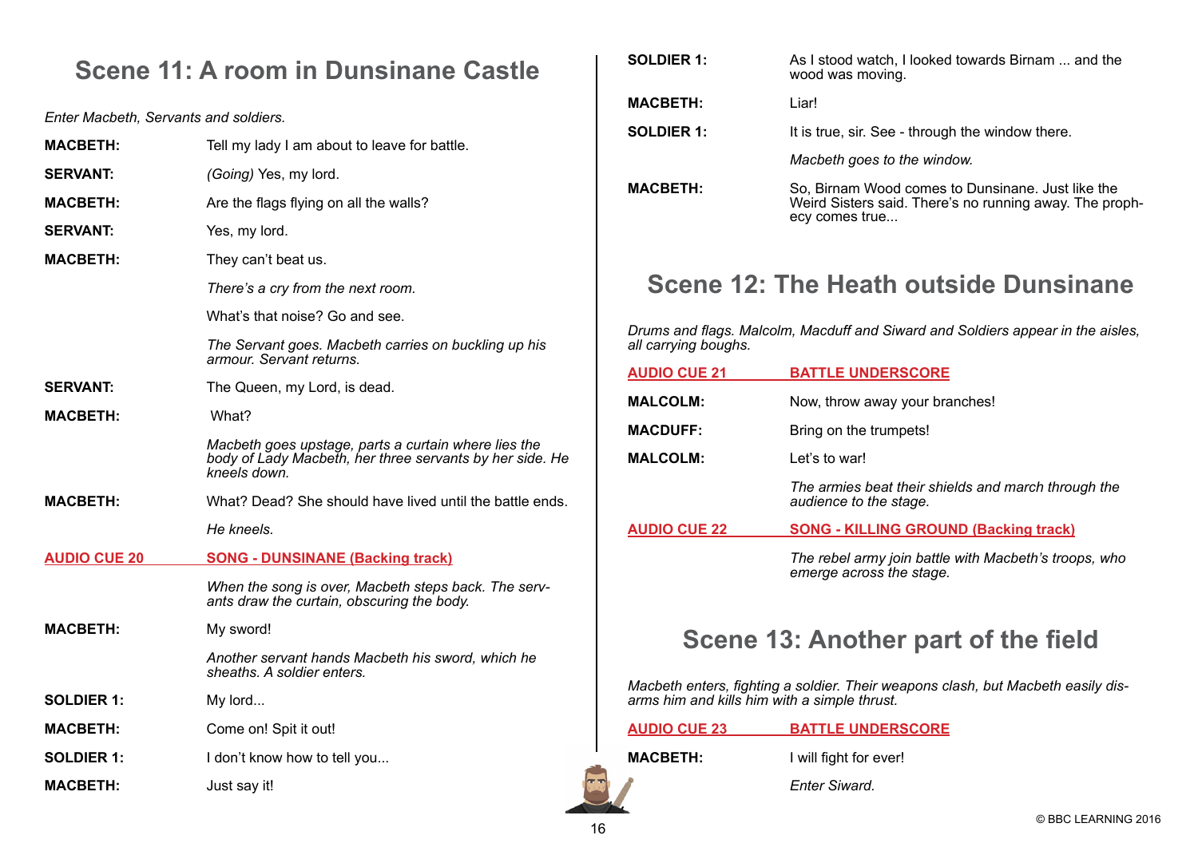## Scene 11: A room in Dunsinane Castle

*Enter Macbeth, Servants and soldiers.*

**MACBETH:** Tell my lady I am about to leave for battle.

**SERVANT:** *(Going)* Yes, my lord.

**MACBETH:** Are the flags flying on all the walls?

**SERVANT:** Yes, my lord.

**MACBETH:** They can't beat us.

*There's a cry from the next room.*

What's that noise? Go and see.

*The Servant goes. Macbeth carries on buckling up his armour. Servant returns.*

**SERVANT:** The Queen, my Lord, is dead.

**MACBETH:** What?

*Macbeth goes upstage, parts a curtain where lies the body of Lady Macbeth, her three servants by her side. He kneels down.*

**MACBETH:** What? Dead? She should have lived until the battle ends.

*He kneels.*

**AUDIO CUE 20 — SONG - DUNSINANE (Backing track)**

*When the song is over, Macbeth steps back. The servants draw the curtain, obscuring the body.*

**MACBETH:** My sword!

*Another servant hands Macbeth his sword, which he sheaths. A soldier enters.*

**SOLDIER 1:** My lord...

**MACBETH:** Come on! Spit it out!

**SOLDIER 1:** I don't know how to tell you...

**MACBETH:** Just say it!

**SOLDIER 1:** As I stood watch, I looked towards Birnam ... and the wood was moving.

**MACBETH:** Liar!

**SOLDIER 1:** It is true, sir. See - through the window there.

*Macbeth goes to the window.*

**MACBETH:** So, Birnam Wood comes to Dunsinane. Just like the Weird Sisters said. There's no running away. The prophecy comes true...

## Scene 12: The Heath outside Dunsinane

*Drums and flags. Malcolm, Macduff and Siward and Soldiers appear in the aisles, all carrying boughs.*

**AUDIO CUE 21 — BATTLE UNDERSCORE**

**MALCOLM:** Now, throw away your branches!

**MACDUFF:** Bring on the trumpets!

**MALCOLM:** Let's to war!

*The armies beat their shields and march through the audience to the stage.*

**AUDIO CUE 22 — SONG - KILLING GROUND (Backing track)**

*The rebel army join battle with Macbeth's troops, who emerge across the stage.*

## Scene 13: Another part of the field

*Macbeth enters, fighting a soldier. Their weapons clash, but Macbeth easily disarms him and kills him with a simple thrust.*

**AUDIO CUE 23 — BATTLE UNDERSCORE**

**MACBETH:** I will fight for ever!

*Enter Siward.*

© BBC LEARNING 2016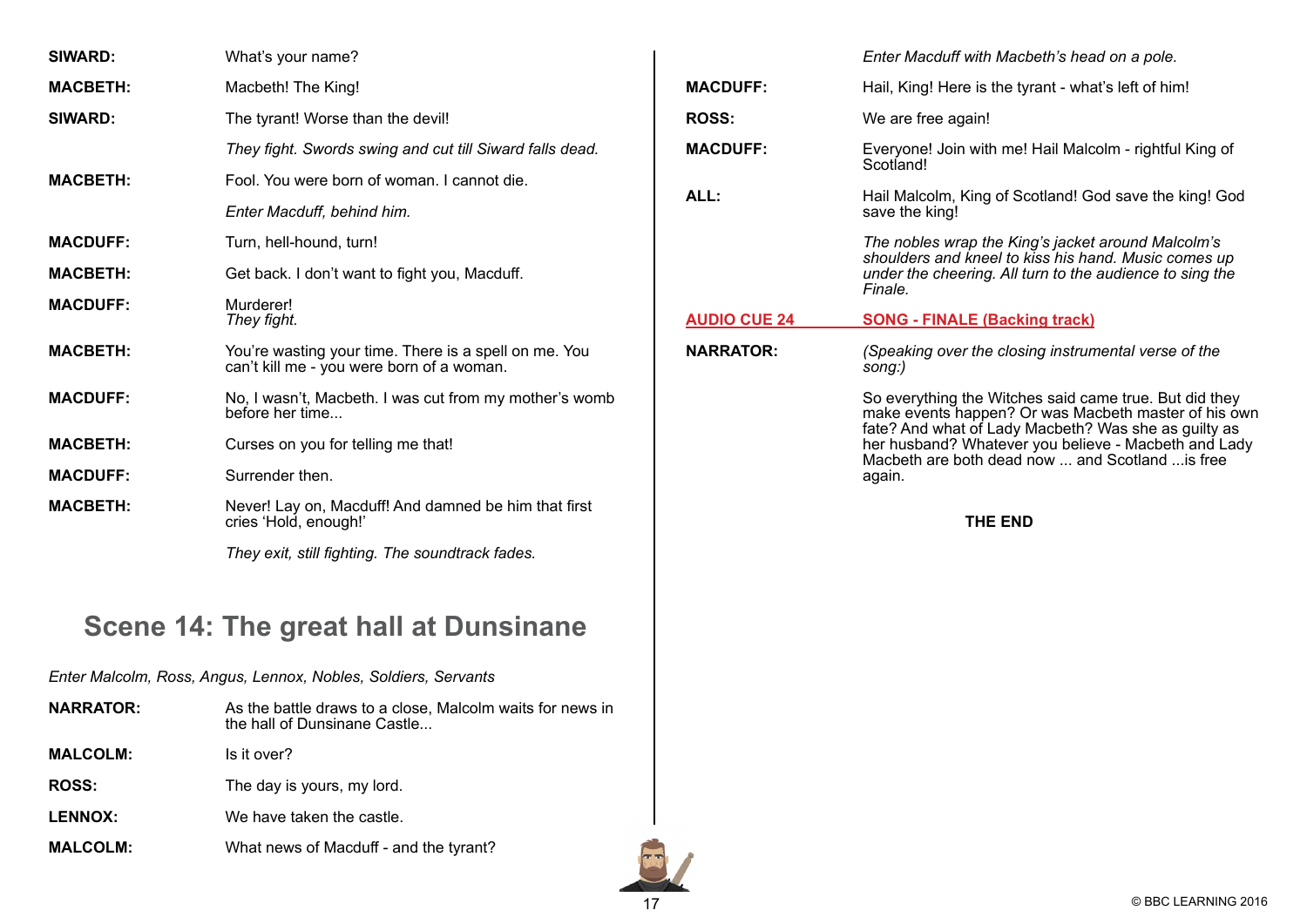**SIWARD:** What's your name?

**MACBETH:** Macbeth! The King!

**SIWARD:** The tyrant! Worse than the devil!

*They fight. Swords swing and cut till Siward falls dead.*

**MACBETH:** Fool. You were born of woman. I cannot die.

*Enter Macduff, behind him.*

**MACDUFF:** Turn, hell-hound, turn!

**MACBETH:** Get back. I don't want to fight you, Macduff.

**MACDUFF:** Murderer!
*They fight.*

**MACBETH:** You're wasting your time. There is a spell on me. You can't kill me - you were born of a woman.

**MACDUFF:** No, I wasn't, Macbeth. I was cut from my mother's womb before her time...

**MACBETH:** Curses on you for telling me that!

**MACDUFF:** Surrender then.

**MACBETH:** Never! Lay on, Macduff! And damned be him that first cries 'Hold, enough!'

*They exit, still fighting. The soundtrack fades.*

## Scene 14: The great hall at Dunsinane

*Enter Malcolm, Ross, Angus, Lennox, Nobles, Soldiers, Servants*

**NARRATOR:** As the battle draws to a close, Malcolm waits for news in the hall of Dunsinane Castle...

**MALCOLM:** Is it over?

**ROSS:** The day is yours, my lord.

**LENNOX:** We have taken the castle.

**MALCOLM:** What news of Macduff - and the tyrant?

*Enter Macduff with Macbeth's head on a pole.*

**MACDUFF:** Hail, King! Here is the tyrant - what's left of him!

**ROSS:** We are free again!

**MACDUFF:** Everyone! Join with me! Hail Malcolm - rightful King of Scotland!

**ALL:** Hail Malcolm, King of Scotland! God save the king! God save the king!

*The nobles wrap the King's jacket around Malcolm's shoulders and kneel to kiss his hand. Music comes up under the cheering. All turn to the audience to sing the Finale.*

**AUDIO CUE 24** — **SONG - FINALE (Backing track)**

**NARRATOR:** *(Speaking over the closing instrumental verse of the song:)*

So everything the Witches said came true. But did they make events happen? Or was Macbeth master of his own fate? And what of Lady Macbeth? Was she as guilty as her husband? Whatever you believe - Macbeth and Lady Macbeth are both dead now ... and Scotland ...is free again.

**THE END**

© BBC LEARNING 2016